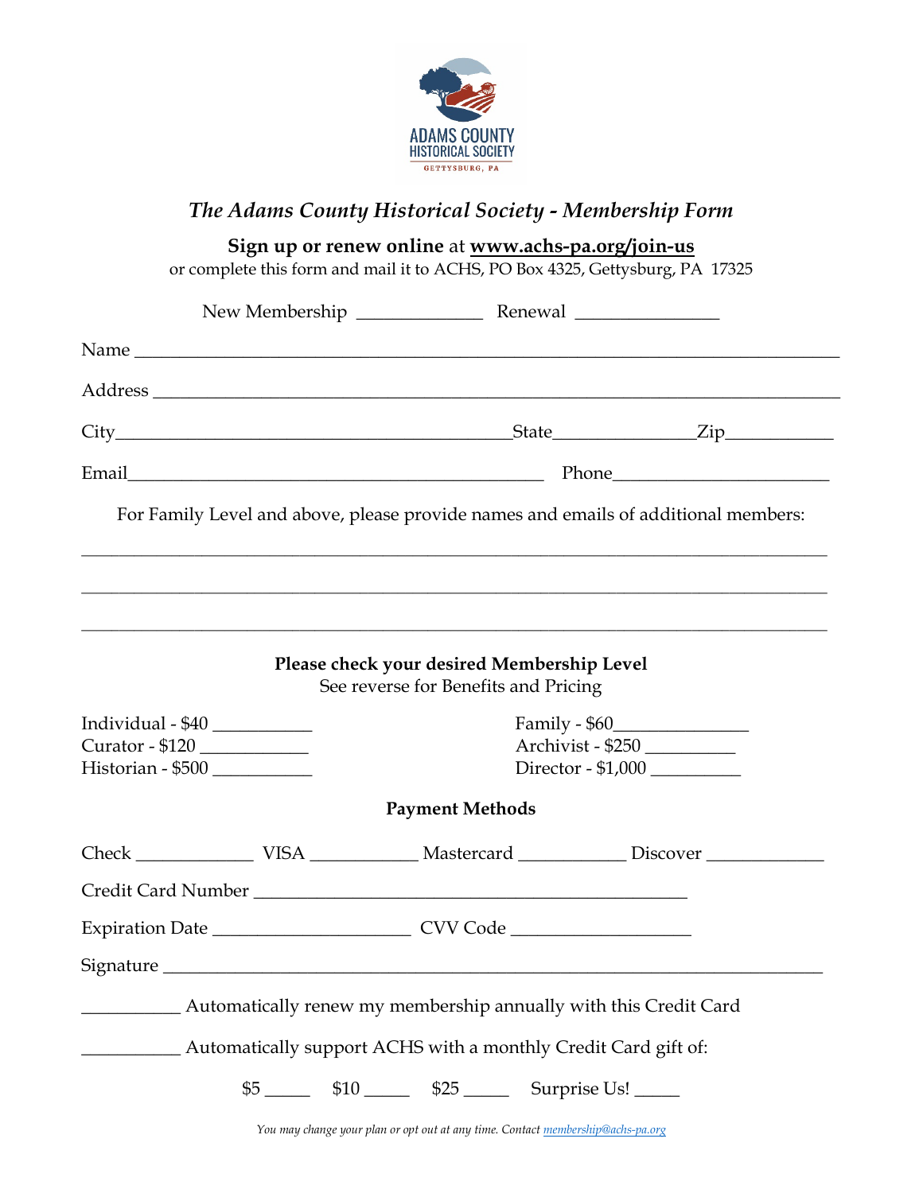ADAMS COUNTY
HISTORICAL SOCIETY
GETTYSBURG, PA

# *The Adams County Historical Society - Membership Form*

**Sign up or renew online** at **www.achs-pa.org/join-us**
or complete this form and mail it to ACHS, PO Box 4325, Gettysburg, PA 17325

New Membership _____________ Renewal _______________

Name ___________________________________________________________________________

Address _________________________________________________________________________

City__________________________________________State______________Zip___________

Email_____________________________________________ Phone______________________

For Family Level and above, please provide names and emails of additional members:

_________________________________________________________________________________

_________________________________________________________________________________

_________________________________________________________________________________

**Please check your desired Membership Level**
See reverse for Benefits and Pricing

Individual - $40 __________
Family - $60______________
Curator - $120 ___________
Archivist - $250 __________
Historian - $500 __________
Director - $1,000 __________

**Payment Methods**

Check ____________ VISA ___________ Mastercard ___________ Discover ____________

Credit Card Number _______________________________________________

Expiration Date _____________________ CVV Code __________________

Signature _______________________________________________________________________

__________ Automatically renew my membership annually with this Credit Card

__________ Automatically support ACHS with a monthly Credit Card gift of:

$5 _____ $10 _____ $25 _____ Surprise Us! _____

*You may change your plan or opt out at any time. Contact membership@achs-pa.org*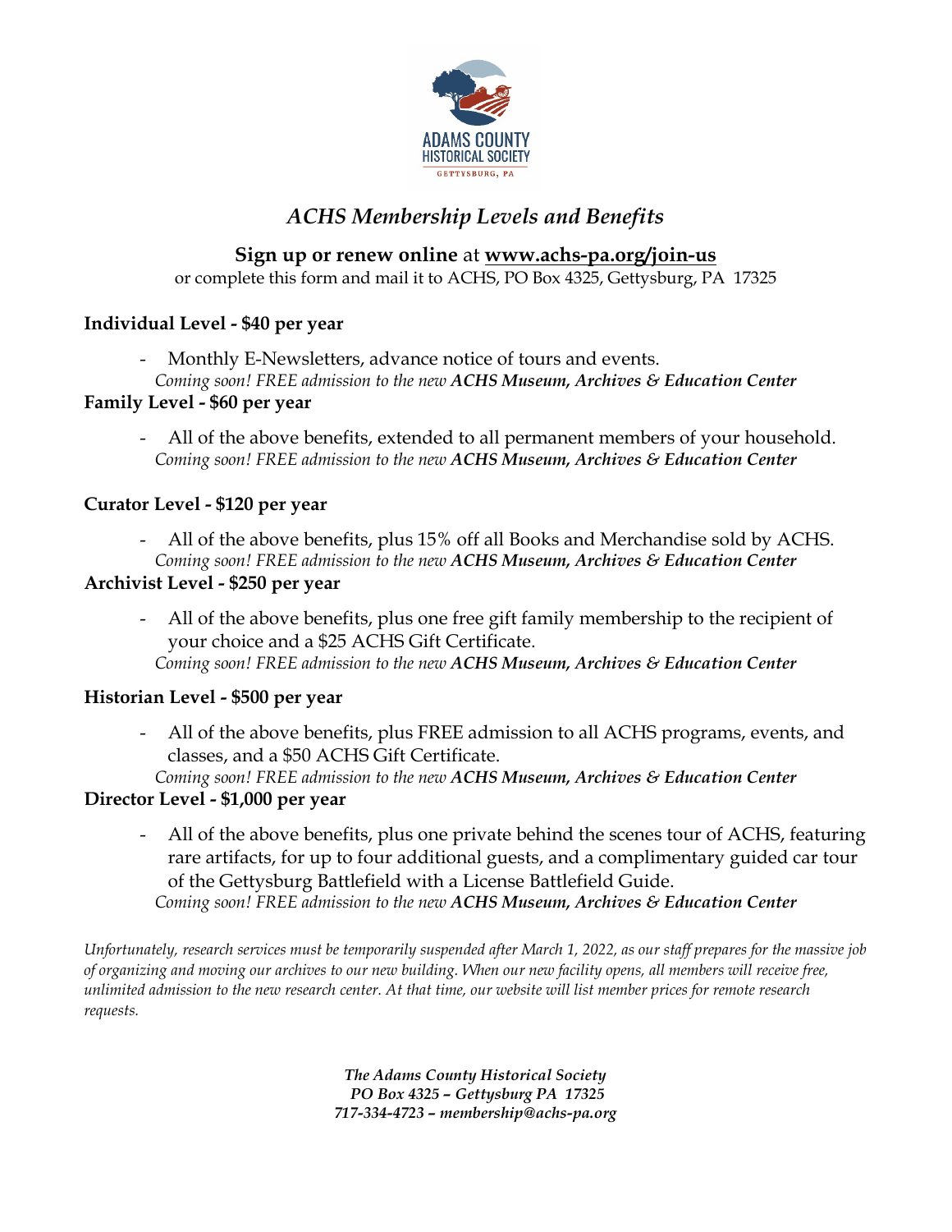ADAMS COUNTY HISTORICAL SOCIETY

GETTYSBURG, PA

# *ACHS Membership Levels and Benefits*

**Sign up or renew online** at **[www.achs-pa.org/join-us](http://www.achs-pa.org/join-us)**

or complete this form and mail it to ACHS, PO Box 4325, Gettysburg, PA 17325

**Individual Level - $40 per year**

- Monthly E-Newsletters, advance notice of tours and events.

*Coming soon! FREE admission to the new* ***ACHS Museum, Archives & Education Center***

**Family Level - $60 per year**

- All of the above benefits, extended to all permanent members of your household.

*Coming soon! FREE admission to the new* ***ACHS Museum, Archives & Education Center***

**Curator Level - $120 per year**

- All of the above benefits, plus 15% off all Books and Merchandise sold by ACHS.

*Coming soon! FREE admission to the new* ***ACHS Museum, Archives & Education Center***

**Archivist Level - $250 per year**

- All of the above benefits, plus one free gift family membership to the recipient of your choice and a $25 ACHS Gift Certificate.

*Coming soon! FREE admission to the new* ***ACHS Museum, Archives & Education Center***

**Historian Level - $500 per year**

- All of the above benefits, plus FREE admission to all ACHS programs, events, and classes, and a $50 ACHS Gift Certificate.

*Coming soon! FREE admission to the new* ***ACHS Museum, Archives & Education Center***

**Director Level - $1,000 per year**

- All of the above benefits, plus one private behind the scenes tour of ACHS, featuring rare artifacts, for up to four additional guests, and a complimentary guided car tour of the Gettysburg Battlefield with a License Battlefield Guide.

*Coming soon! FREE admission to the new* ***ACHS Museum, Archives & Education Center***

*Unfortunately, research services must be temporarily suspended after March 1, 2022, as our staff prepares for the massive job of organizing and moving our archives to our new building. When our new facility opens, all members will receive free, unlimited admission to the new research center. At that time, our website will list member prices for remote research requests.*

***The Adams County Historical Society***
***PO Box 4325 – Gettysburg PA 17325***
***717-334-4723 – membership@achs-pa.org***